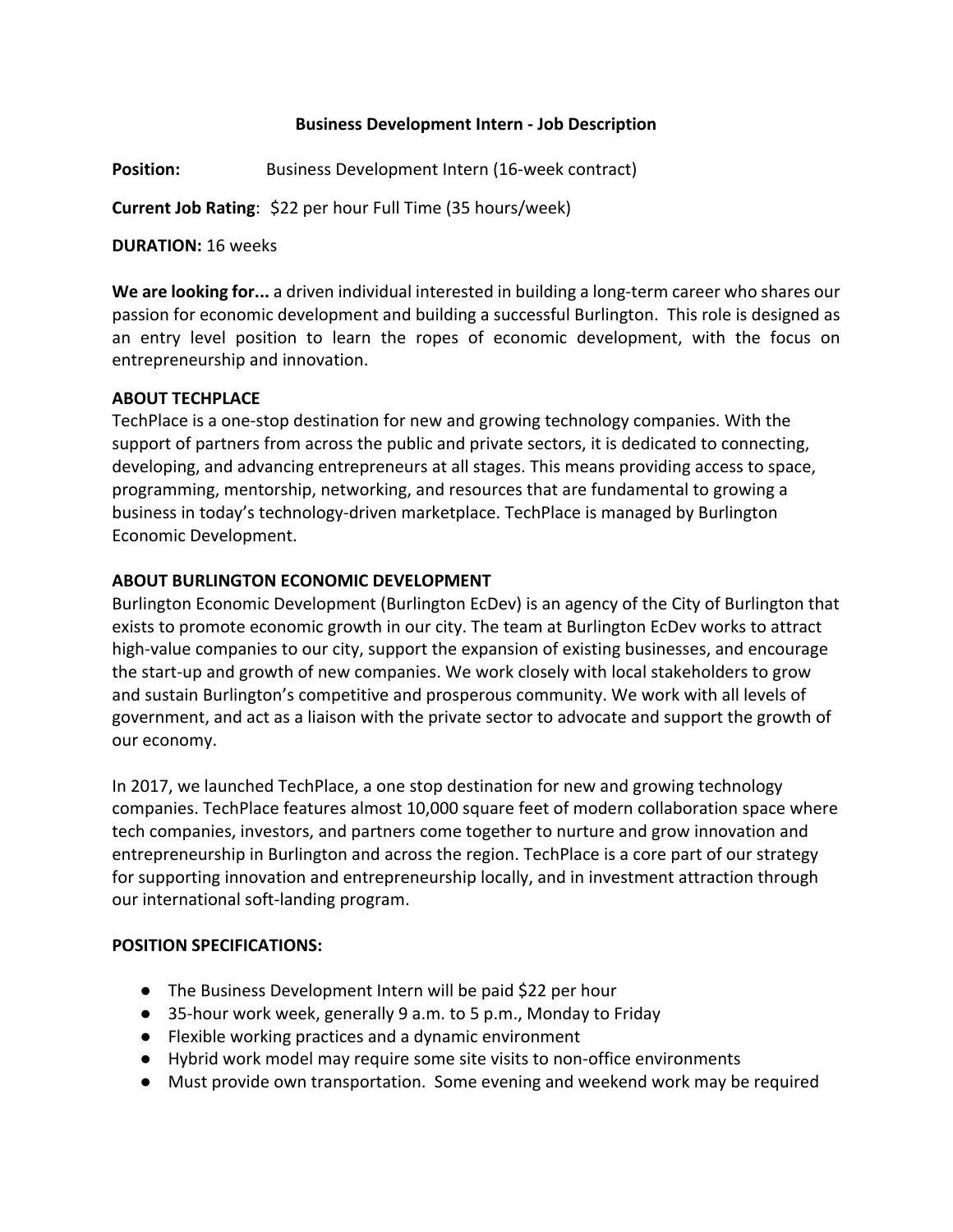# Business Development Intern - Job Description

**Position:** Business Development Intern (16-week contract)

**Current Job Rating**: $22 per hour Full Time (35 hours/week)

**DURATION:** 16 weeks

**We are looking for...** a driven individual interested in building a long-term career who shares our passion for economic development and building a successful Burlington. This role is designed as an entry level position to learn the ropes of economic development, with the focus on entrepreneurship and innovation.

**ABOUT TECHPLACE**

TechPlace is a one-stop destination for new and growing technology companies. With the support of partners from across the public and private sectors, it is dedicated to connecting, developing, and advancing entrepreneurs at all stages. This means providing access to space, programming, mentorship, networking, and resources that are fundamental to growing a business in today's technology-driven marketplace. TechPlace is managed by Burlington Economic Development.

**ABOUT BURLINGTON ECONOMIC DEVELOPMENT**

Burlington Economic Development (Burlington EcDev) is an agency of the City of Burlington that exists to promote economic growth in our city. The team at Burlington EcDev works to attract high-value companies to our city, support the expansion of existing businesses, and encourage the start-up and growth of new companies. We work closely with local stakeholders to grow and sustain Burlington's competitive and prosperous community. We work with all levels of government, and act as a liaison with the private sector to advocate and support the growth of our economy.

In 2017, we launched TechPlace, a one stop destination for new and growing technology companies. TechPlace features almost 10,000 square feet of modern collaboration space where tech companies, investors, and partners come together to nurture and grow innovation and entrepreneurship in Burlington and across the region. TechPlace is a core part of our strategy for supporting innovation and entrepreneurship locally, and in investment attraction through our international soft-landing program.

**POSITION SPECIFICATIONS:**

- The Business Development Intern will be paid $22 per hour
- 35-hour work week, generally 9 a.m. to 5 p.m., Monday to Friday
- Flexible working practices and a dynamic environment
- Hybrid work model may require some site visits to non-office environments
- Must provide own transportation. Some evening and weekend work may be required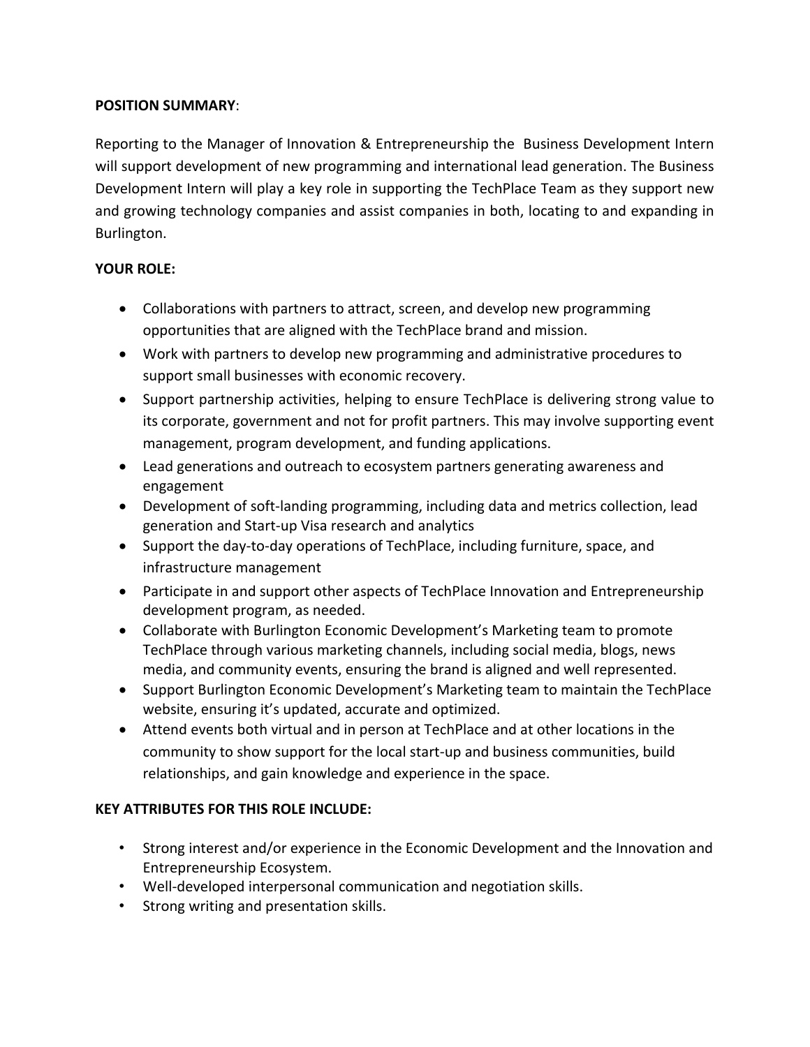**POSITION SUMMARY**:

Reporting to the Manager of Innovation & Entrepreneurship the Business Development Intern will support development of new programming and international lead generation. The Business Development Intern will play a key role in supporting the TechPlace Team as they support new and growing technology companies and assist companies in both, locating to and expanding in Burlington.

**YOUR ROLE:**

- Collaborations with partners to attract, screen, and develop new programming opportunities that are aligned with the TechPlace brand and mission.
- Work with partners to develop new programming and administrative procedures to support small businesses with economic recovery.
- Support partnership activities, helping to ensure TechPlace is delivering strong value to its corporate, government and not for profit partners. This may involve supporting event management, program development, and funding applications.
- Lead generations and outreach to ecosystem partners generating awareness and engagement
- Development of soft-landing programming, including data and metrics collection, lead generation and Start-up Visa research and analytics
- Support the day-to-day operations of TechPlace, including furniture, space, and infrastructure management
- Participate in and support other aspects of TechPlace Innovation and Entrepreneurship development program, as needed.
- Collaborate with Burlington Economic Development's Marketing team to promote TechPlace through various marketing channels, including social media, blogs, news media, and community events, ensuring the brand is aligned and well represented.
- Support Burlington Economic Development's Marketing team to maintain the TechPlace website, ensuring it's updated, accurate and optimized.
- Attend events both virtual and in person at TechPlace and at other locations in the community to show support for the local start-up and business communities, build relationships, and gain knowledge and experience in the space.

**KEY ATTRIBUTES FOR THIS ROLE INCLUDE:**

- Strong interest and/or experience in the Economic Development and the Innovation and Entrepreneurship Ecosystem.
- Well-developed interpersonal communication and negotiation skills.
- Strong writing and presentation skills.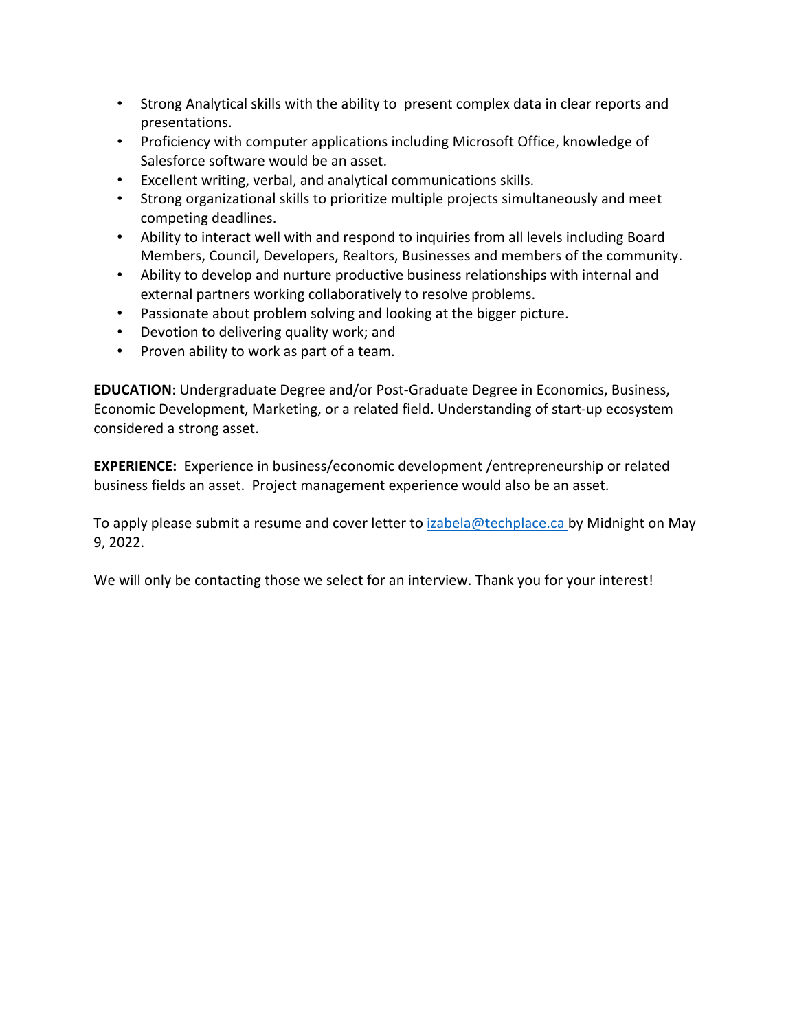- Strong Analytical skills with the ability to present complex data in clear reports and presentations.
- Proficiency with computer applications including Microsoft Office, knowledge of Salesforce software would be an asset.
- Excellent writing, verbal, and analytical communications skills.
- Strong organizational skills to prioritize multiple projects simultaneously and meet competing deadlines.
- Ability to interact well with and respond to inquiries from all levels including Board Members, Council, Developers, Realtors, Businesses and members of the community.
- Ability to develop and nurture productive business relationships with internal and external partners working collaboratively to resolve problems.
- Passionate about problem solving and looking at the bigger picture.
- Devotion to delivering quality work; and
- Proven ability to work as part of a team.

**EDUCATION**: Undergraduate Degree and/or Post-Graduate Degree in Economics, Business, Economic Development, Marketing, or a related field. Understanding of start-up ecosystem considered a strong asset.

**EXPERIENCE:** Experience in business/economic development /entrepreneurship or related business fields an asset. Project management experience would also be an asset.

To apply please submit a resume and cover letter to izabela@techplace.ca by Midnight on May 9, 2022.

We will only be contacting those we select for an interview. Thank you for your interest!